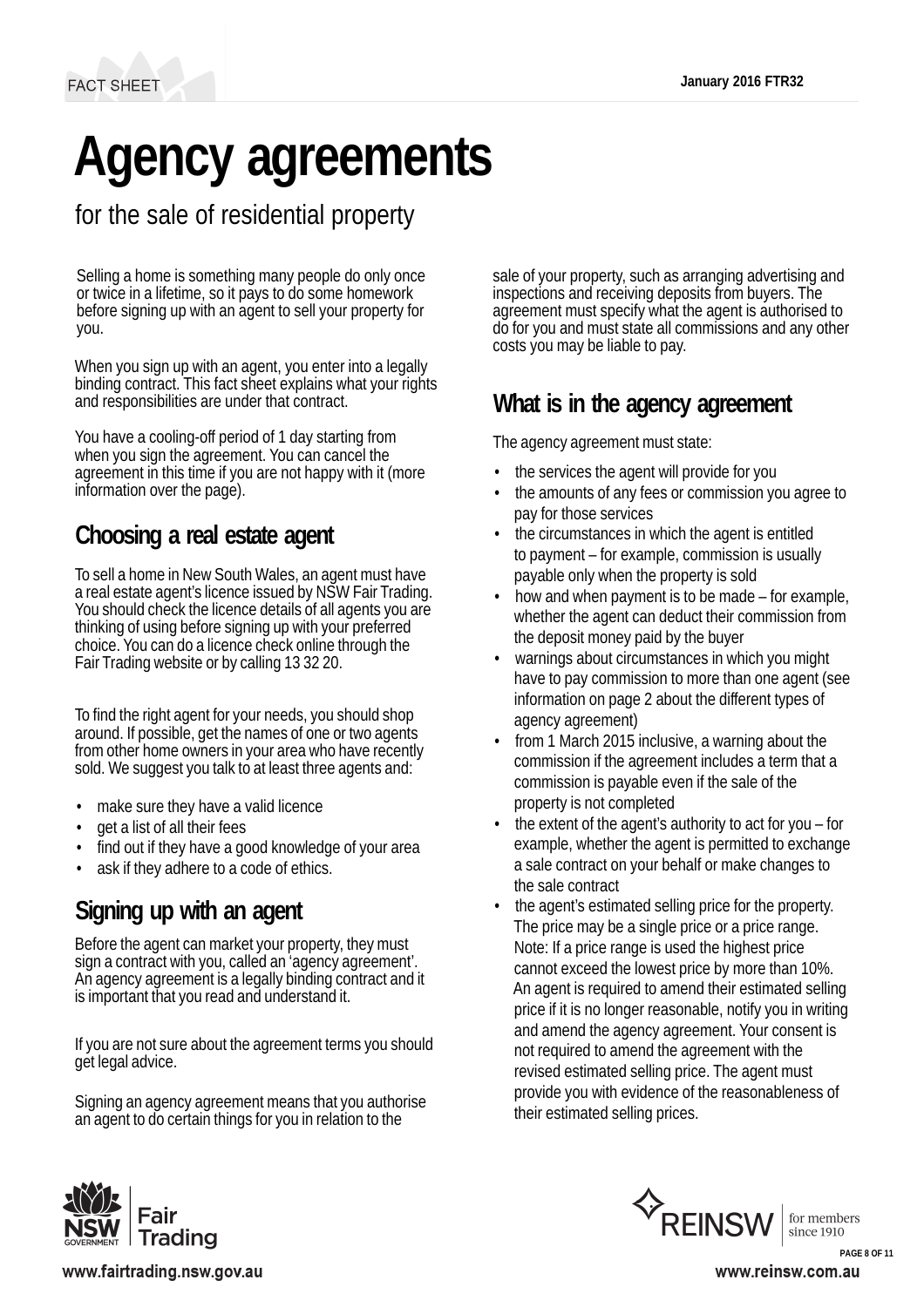FACT SHEET

January 2016 FTR32

# Agency agreements

## for the sale of residential property

Selling a home is something many people do only once or twice in a lifetime, so it pays to do some homework before signing up with an agent to sell your property for you.

When you sign up with an agent, you enter into a legally binding contract. This fact sheet explains what your rights and responsibilities are under that contract.

You have a cooling-off period of 1 day starting from when you sign the agreement. You can cancel the agreement in this time if you are not happy with it (more information over the page).

### Choosing a real estate agent

To sell a home in New South Wales, an agent must have a real estate agent's licence issued by NSW Fair Trading. You should check the licence details of all agents you are thinking of using before signing up with your preferred choice. You can do a licence check online through the Fair Trading website or by calling 13 32 20.

To find the right agent for your needs, you should shop around. If possible, get the names of one or two agents from other home owners in your area who have recently sold. We suggest you talk to at least three agents and:

- make sure they have a valid licence
- get a list of all their fees
- find out if they have a good knowledge of your area
- ask if they adhere to a code of ethics.

### Signing up with an agent

Before the agent can market your property, they must sign a contract with you, called an 'agency agreement'. An agency agreement is a legally binding contract and it is important that you read and understand it.

If you are not sure about the agreement terms you should get legal advice.

Signing an agency agreement means that you authorise an agent to do certain things for you in relation to the sale of your property, such as arranging advertising and inspections and receiving deposits from buyers. The agreement must specify what the agent is authorised to do for you and must state all commissions and any other costs you may be liable to pay.

### What is in the agency agreement

The agency agreement must state:

- the services the agent will provide for you
- the amounts of any fees or commission you agree to pay for those services
- the circumstances in which the agent is entitled to payment – for example, commission is usually payable only when the property is sold
- how and when payment is to be made – for example, whether the agent can deduct their commission from the deposit money paid by the buyer
- warnings about circumstances in which you might have to pay commission to more than one agent (see information on page 2 about the different types of agency agreement)
- from 1 March 2015 inclusive, a warning about the commission if the agreement includes a term that a commission is payable even if the sale of the property is not completed
- the extent of the agent's authority to act for you – for example, whether the agent is permitted to exchange a sale contract on your behalf or make changes to the sale contract
- the agent's estimated selling price for the property. The price may be a single price or a price range. Note: If a price range is used the highest price cannot exceed the lowest price by more than 10%. An agent is required to amend their estimated selling price if it is no longer reasonable, notify you in writing and amend the agency agreement. Your consent is not required to amend the agreement with the revised estimated selling price. The agent must provide you with evidence of the reasonableness of their estimated selling prices.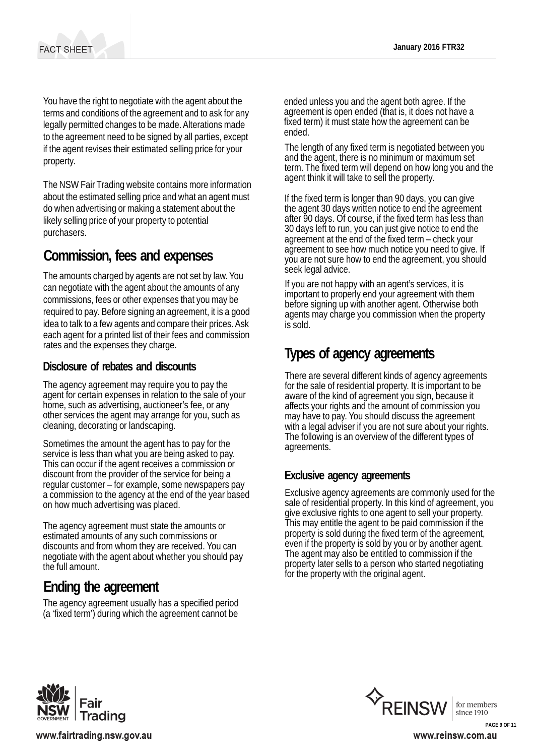You have the right to negotiate with the agent about the terms and conditions of the agreement and to ask for any legally permitted changes to be made. Alterations made to the agreement need to be signed by all parties, except if the agent revises their estimated selling price for your property.

The NSW Fair Trading website contains more information about the estimated selling price and what an agent must do when advertising or making a statement about the likely selling price of your property to potential purchasers.

## Commission, fees and expenses

The amounts charged by agents are not set by law. You can negotiate with the agent about the amounts of any commissions, fees or other expenses that you may be required to pay. Before signing an agreement, it is a good idea to talk to a few agents and compare their prices. Ask each agent for a printed list of their fees and commission rates and the expenses they charge.

### Disclosure of rebates and discounts

The agency agreement may require you to pay the agent for certain expenses in relation to the sale of your home, such as advertising, auctioneer's fee, or any other services the agent may arrange for you, such as cleaning, decorating or landscaping.

Sometimes the amount the agent has to pay for the service is less than what you are being asked to pay. This can occur if the agent receives a commission or discount from the provider of the service for being a regular customer – for example, some newspapers pay a commission to the agency at the end of the year based on how much advertising was placed.

The agency agreement must state the amounts or estimated amounts of any such commissions or discounts and from whom they are received. You can negotiate with the agent about whether you should pay the full amount.

## Ending the agreement

The agency agreement usually has a specified period (a 'fixed term') during which the agreement cannot be ended unless you and the agent both agree. If the agreement is open ended (that is, it does not have a fixed term) it must state how the agreement can be ended.

The length of any fixed term is negotiated between you and the agent, there is no minimum or maximum set term. The fixed term will depend on how long you and the agent think it will take to sell the property.

If the fixed term is longer than 90 days, you can give the agent 30 days written notice to end the agreement after 90 days. Of course, if the fixed term has less than 30 days left to run, you can just give notice to end the agreement at the end of the fixed term – check your agreement to see how much notice you need to give. If you are not sure how to end the agreement, you should seek legal advice.

If you are not happy with an agent's services, it is important to properly end your agreement with them before signing up with another agent. Otherwise both agents may charge you commission when the property is sold.

## Types of agency agreements

There are several different kinds of agency agreements for the sale of residential property. It is important to be aware of the kind of agreement you sign, because it affects your rights and the amount of commission you may have to pay. You should discuss the agreement with a legal adviser if you are not sure about your rights. The following is an overview of the different types of agreements.

### Exclusive agency agreements

Exclusive agency agreements are commonly used for the sale of residential property. In this kind of agreement, you give exclusive rights to one agent to sell your property. This may entitle the agent to be paid commission if the property is sold during the fixed term of the agreement, even if the property is sold by you or by another agent. The agent may also be entitled to commission if the property later sells to a person who started negotiating for the property with the original agent.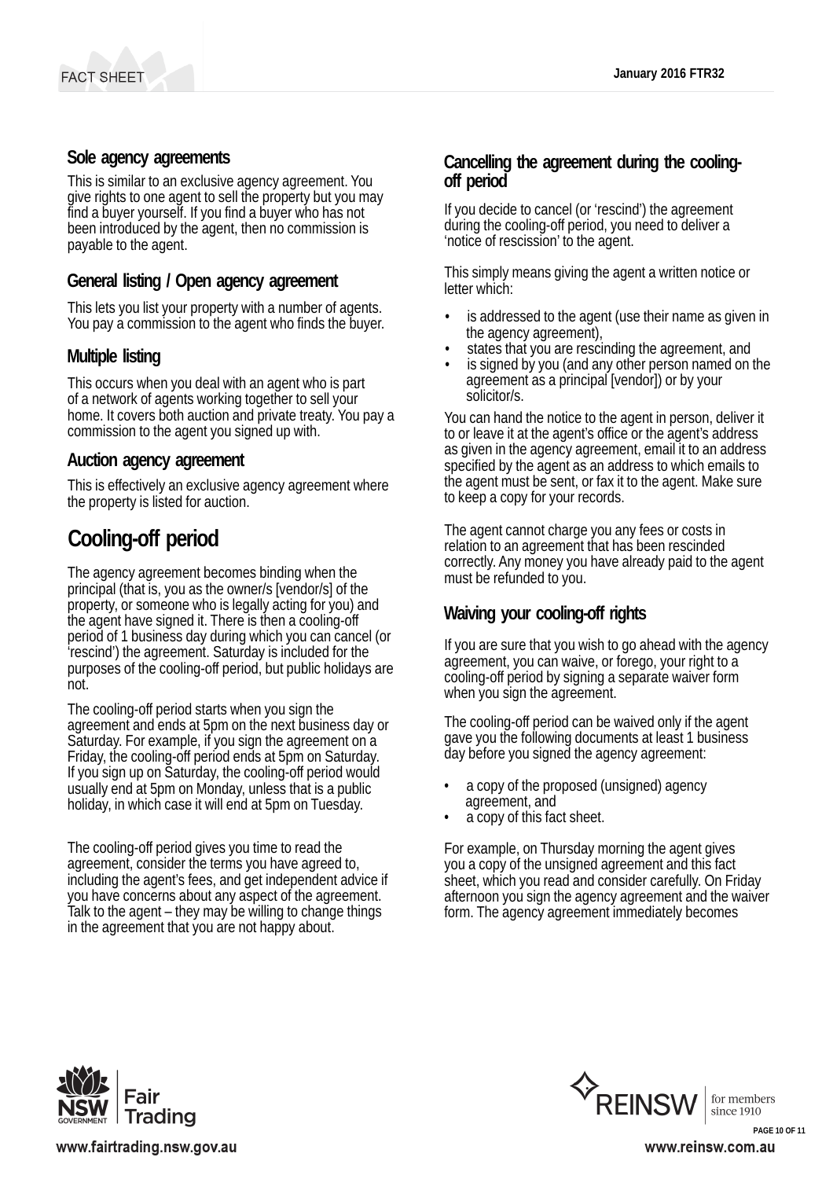### Sole agency agreements

This is similar to an exclusive agency agreement. You give rights to one agent to sell the property but you may find a buyer yourself. If you find a buyer who has not been introduced by the agent, then no commission is payable to the agent.

### General listing / Open agency agreement

This lets you list your property with a number of agents. You pay a commission to the agent who finds the buyer.

### Multiple listing

This occurs when you deal with an agent who is part of a network of agents working together to sell your home. It covers both auction and private treaty. You pay a commission to the agent you signed up with.

### Auction agency agreement

This is effectively an exclusive agency agreement where the property is listed for auction.

## Cooling-off period

The agency agreement becomes binding when the principal (that is, you as the owner/s [vendor/s] of the property, or someone who is legally acting for you) and the agent have signed it. There is then a cooling-off period of 1 business day during which you can cancel (or 'rescind') the agreement. Saturday is included for the purposes of the cooling-off period, but public holidays are not.

The cooling-off period starts when you sign the agreement and ends at 5pm on the next business day or Saturday. For example, if you sign the agreement on a Friday, the cooling-off period ends at 5pm on Saturday. If you sign up on Saturday, the cooling-off period would usually end at 5pm on Monday, unless that is a public holiday, in which case it will end at 5pm on Tuesday.

The cooling-off period gives you time to read the agreement, consider the terms you have agreed to, including the agent's fees, and get independent advice if you have concerns about any aspect of the agreement. Talk to the agent – they may be willing to change things in the agreement that you are not happy about.

### Cancelling the agreement during the cooling-off period

If you decide to cancel (or 'rescind') the agreement during the cooling-off period, you need to deliver a 'notice of rescission' to the agent.

This simply means giving the agent a written notice or letter which:

- is addressed to the agent (use their name as given in the agency agreement),
- states that you are rescinding the agreement, and
- is signed by you (and any other person named on the agreement as a principal [vendor]) or by your solicitor/s.

You can hand the notice to the agent in person, deliver it to or leave it at the agent's office or the agent's address as given in the agency agreement, email it to an address specified by the agent as an address to which emails to the agent must be sent, or fax it to the agent. Make sure to keep a copy for your records.

The agent cannot charge you any fees or costs in relation to an agreement that has been rescinded correctly. Any money you have already paid to the agent must be refunded to you.

### Waiving your cooling-off rights

If you are sure that you wish to go ahead with the agency agreement, you can waive, or forego, your right to a cooling-off period by signing a separate waiver form when you sign the agreement.

The cooling-off period can be waived only if the agent gave you the following documents at least 1 business day before you signed the agency agreement:

- a copy of the proposed (unsigned) agency agreement, and
- a copy of this fact sheet.

For example, on Thursday morning the agent gives you a copy of the unsigned agreement and this fact sheet, which you read and consider carefully. On Friday afternoon you sign the agency agreement and the waiver form. The agency agreement immediately becomes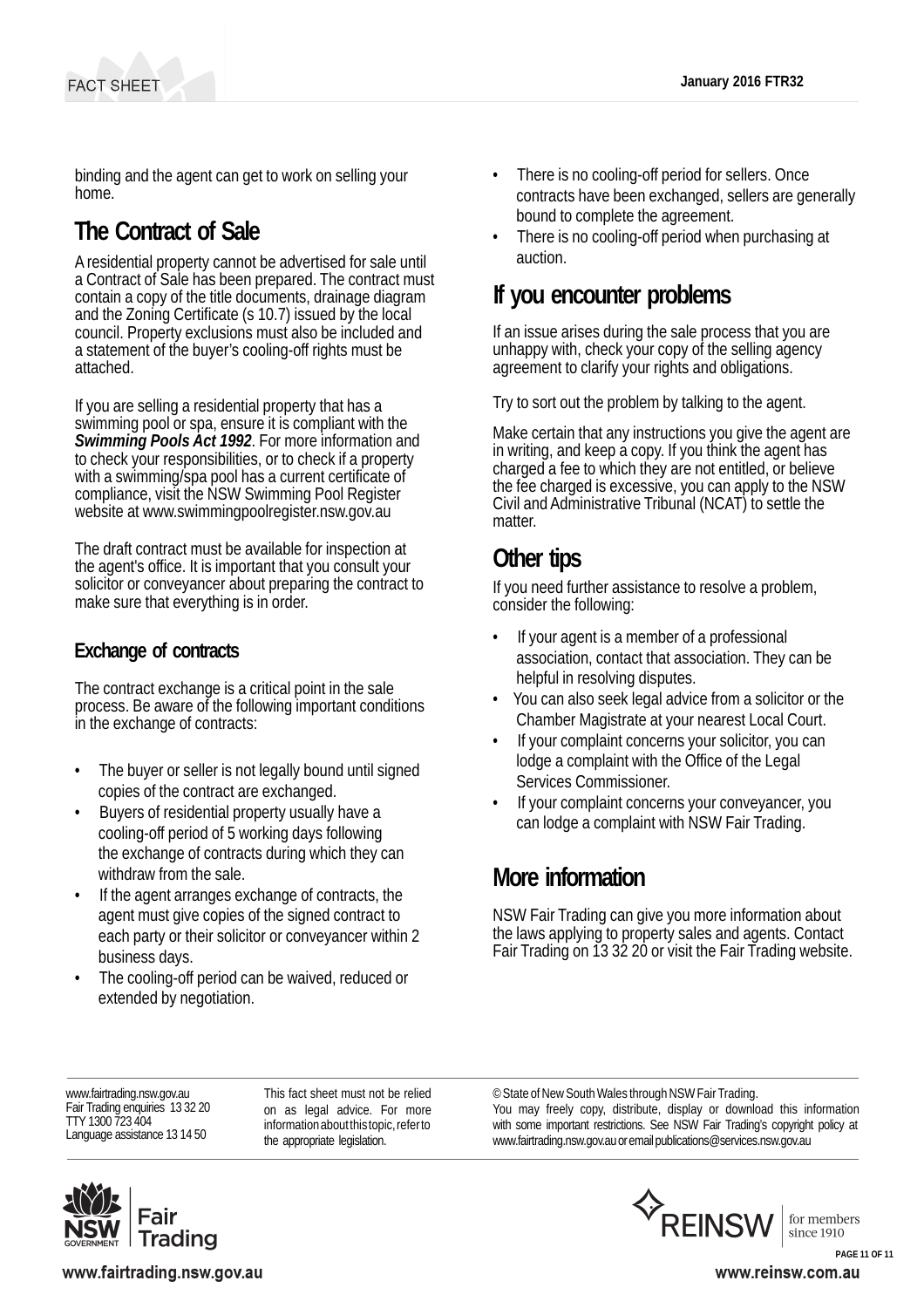binding and the agent can get to work on selling your home.

## The Contract of Sale

A residential property cannot be advertised for sale until a Contract of Sale has been prepared. The contract must contain a copy of the title documents, drainage diagram and the Zoning Certificate (s 10.7) issued by the local council. Property exclusions must also be included and a statement of the buyer's cooling-off rights must be attached.

If you are selling a residential property that has a swimming pool or spa, ensure it is compliant with the ***Swimming Pools Act 1992***. For more information and to check your responsibilities, or to check if a property with a swimming/spa pool has a current certificate of compliance, visit the NSW Swimming Pool Register website at www.swimmingpoolregister.nsw.gov.au

The draft contract must be available for inspection at the agent's office. It is important that you consult your solicitor or conveyancer about preparing the contract to make sure that everything is in order.

### Exchange of contracts

The contract exchange is a critical point in the sale process. Be aware of the following important conditions in the exchange of contracts:

- The buyer or seller is not legally bound until signed copies of the contract are exchanged.
- Buyers of residential property usually have a cooling-off period of 5 working days following the exchange of contracts during which they can withdraw from the sale.
- If the agent arranges exchange of contracts, the agent must give copies of the signed contract to each party or their solicitor or conveyancer within 2 business days.
- The cooling-off period can be waived, reduced or extended by negotiation.
- There is no cooling-off period for sellers. Once contracts have been exchanged, sellers are generally bound to complete the agreement.
- There is no cooling-off period when purchasing at auction.

## If you encounter problems

If an issue arises during the sale process that you are unhappy with, check your copy of the selling agency agreement to clarify your rights and obligations.

Try to sort out the problem by talking to the agent.

Make certain that any instructions you give the agent are in writing, and keep a copy. If you think the agent has charged a fee to which they are not entitled, or believe the fee charged is excessive, you can apply to the NSW Civil and Administrative Tribunal (NCAT) to settle the matter.

## Other tips

If you need further assistance to resolve a problem, consider the following:

- If your agent is a member of a professional association, contact that association. They can be helpful in resolving disputes.
- You can also seek legal advice from a solicitor or the Chamber Magistrate at your nearest Local Court.
- If your complaint concerns your solicitor, you can lodge a complaint with the Office of the Legal Services Commissioner.
- If your complaint concerns your conveyancer, you can lodge a complaint with NSW Fair Trading.

## More information

NSW Fair Trading can give you more information about the laws applying to property sales and agents. Contact Fair Trading on 13 32 20 or visit the Fair Trading website.

www.fairtrading.nsw.gov.au
Fair Trading enquiries 13 32 20
TTY 1300 723 404
Language assistance 13 14 50

This fact sheet must not be relied on as legal advice. For more information about this topic, refer to the appropriate legislation.

© State of New South Wales through NSW Fair Trading.
You may freely copy, distribute, display or download this information with some important restrictions. See NSW Fair Trading's copyright policy at www.fairtrading.nsw.gov.au or email publications@services.nsw.gov.au